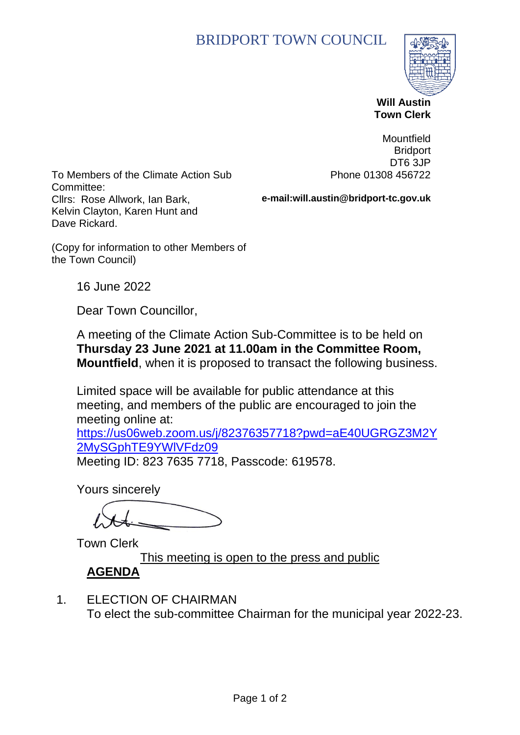# BRIDPORT TOWN COUNCIL

**Will Austin**
**Town Clerk**

Mountfield
Bridport
DT6 3JP
Phone 01308 456722

**e-mail:will.austin@bridport-tc.gov.uk**

To Members of the Climate Action Sub Committee:
Cllrs: Rose Allwork, Ian Bark, Kelvin Clayton, Karen Hunt and Dave Rickard.

(Copy for information to other Members of the Town Council)

16 June 2022

Dear Town Councillor,

A meeting of the Climate Action Sub-Committee is to be held on **Thursday 23 June 2021 at 11.00am in the Committee Room, Mountfield**, when it is proposed to transact the following business.

Limited space will be available for public attendance at this meeting, and members of the public are encouraged to join the meeting online at:
[https://us06web.zoom.us/j/82376357718?pwd=aE40UGRGZ3M2Y2MySGphTE9YWlVFdz09](https://us06web.zoom.us/j/82376357718?pwd=aE40UGRGZ3M2Y2MySGphTE9YWlVFdz09)
Meeting ID: 823 7635 7718, Passcode: 619578.

Yours sincerely

Town Clerk

This meeting is open to the press and public

## AGENDA

1. ELECTION OF CHAIRMAN
   To elect the sub-committee Chairman for the municipal year 2022-23.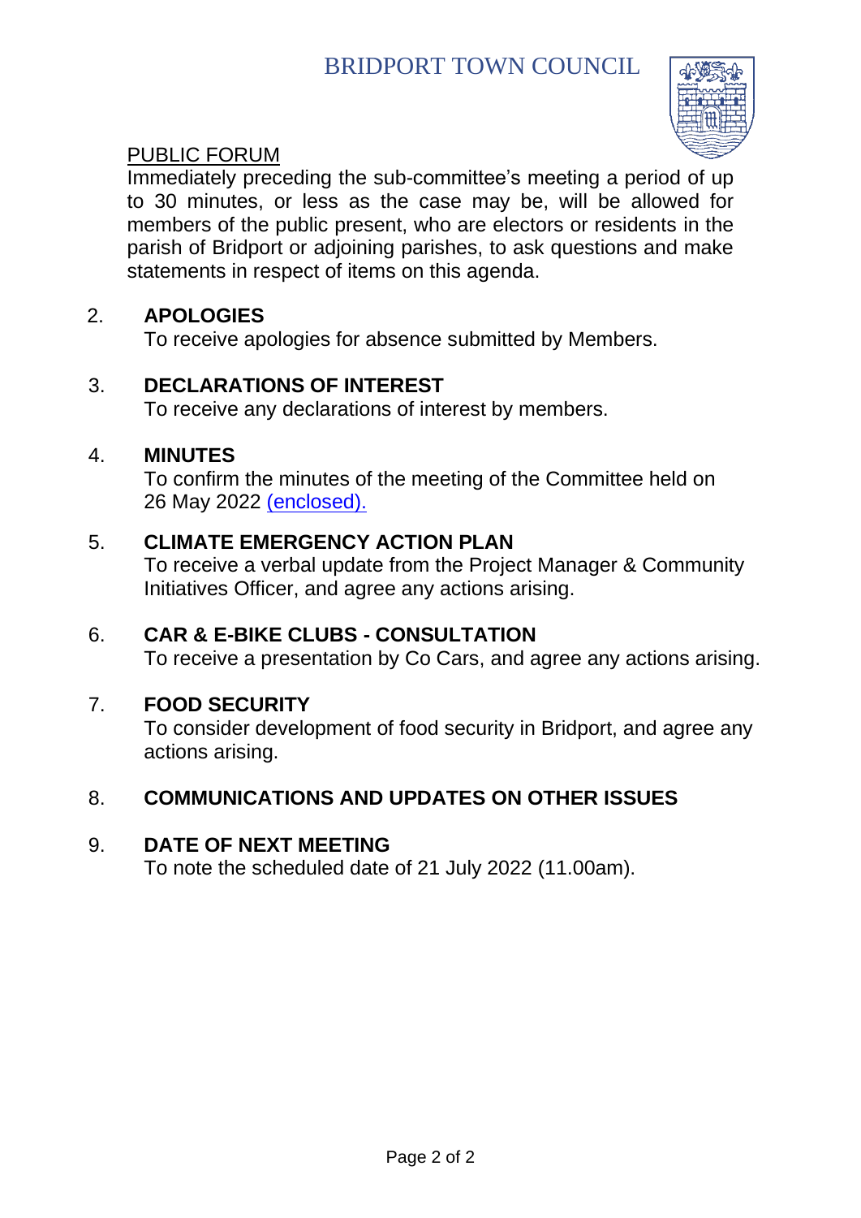BRIDPORT TOWN COUNCIL

PUBLIC FORUM

Immediately preceding the sub-committee's meeting a period of up to 30 minutes, or less as the case may be, will be allowed for members of the public present, who are electors or residents in the parish of Bridport or adjoining parishes, to ask questions and make statements in respect of items on this agenda.

2. **APOLOGIES**
   To receive apologies for absence submitted by Members.

3. **DECLARATIONS OF INTEREST**
   To receive any declarations of interest by members.

4. **MINUTES**
   To confirm the minutes of the meeting of the Committee held on 26 May 2022 (enclosed).

5. **CLIMATE EMERGENCY ACTION PLAN**
   To receive a verbal update from the Project Manager & Community Initiatives Officer, and agree any actions arising.

6. **CAR & E-BIKE CLUBS - CONSULTATION**
   To receive a presentation by Co Cars, and agree any actions arising.

7. **FOOD SECURITY**
   To consider development of food security in Bridport, and agree any actions arising.

8. **COMMUNICATIONS AND UPDATES ON OTHER ISSUES**

9. **DATE OF NEXT MEETING**
   To note the scheduled date of 21 July 2022 (11.00am).